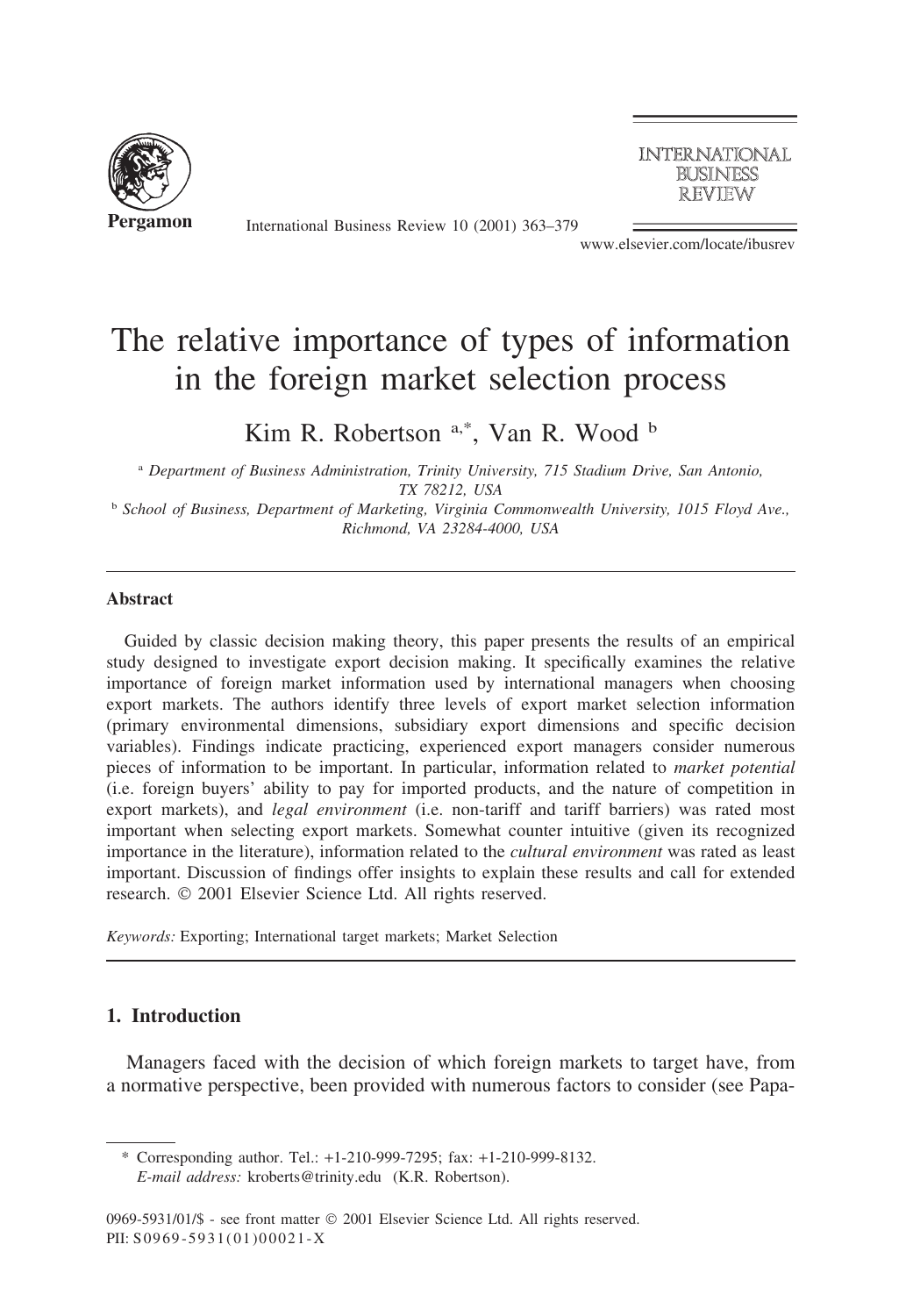# The relative importance of types of information in the foreign market selection process

Kim R. Robertson [a,*], Van R. Wood [b]

[a] *Department of Business Administration, Trinity University, 715 Stadium Drive, San Antonio, TX 78212, USA*

[b] *School of Business, Department of Marketing, Virginia Commonwealth University, 1015 Floyd Ave., Richmond, VA 23284-4000, USA*

## Abstract

Guided by classic decision making theory, this paper presents the results of an empirical study designed to investigate export decision making. It specifically examines the relative importance of foreign market information used by international managers when choosing export markets. The authors identify three levels of export market selection information (primary environmental dimensions, subsidiary export dimensions and specific decision variables). Findings indicate practicing, experienced export managers consider numerous pieces of information to be important. In particular, information related to *market potential* (i.e. foreign buyers' ability to pay for imported products, and the nature of competition in export markets), and *legal environment* (i.e. non-tariff and tariff barriers) was rated most important when selecting export markets. Somewhat counter intuitive (given its recognized importance in the literature), information related to the *cultural environment* was rated as least important. Discussion of findings offer insights to explain these results and call for extended research. © 2001 Elsevier Science Ltd. All rights reserved.

*Keywords:* Exporting; International target markets; Market Selection

## 1. Introduction

Managers faced with the decision of which foreign markets to target have, from a normative perspective, been provided with numerous factors to consider (see Papa-

---

\* Corresponding author. Tel.: +1-210-999-7295; fax: +1-210-999-8132.
*E-mail address:* kroberts@trinity.edu (K.R. Robertson).

0969-5931/01/$ - see front matter © 2001 Elsevier Science Ltd. All rights reserved.
PII: S0969-5931(01)00021-X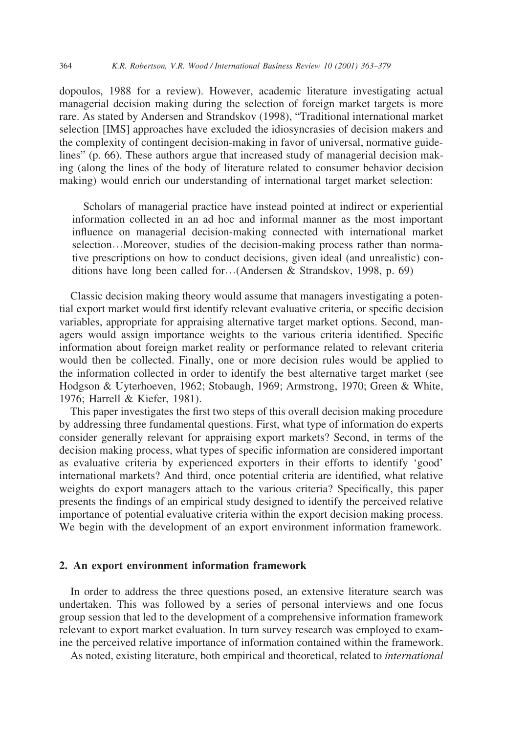dopoulos, 1988 for a review). However, academic literature investigating actual managerial decision making during the selection of foreign market targets is more rare. As stated by Andersen and Strandskov (1998), "Traditional international market selection [IMS] approaches have excluded the idiosyncrasies of decision makers and the complexity of contingent decision-making in favor of universal, normative guidelines" (p. 66). These authors argue that increased study of managerial decision making (along the lines of the body of literature related to consumer behavior decision making) would enrich our understanding of international target market selection:

> Scholars of managerial practice have instead pointed at indirect or experiential information collected in an ad hoc and informal manner as the most important influence on managerial decision-making connected with international market selection…Moreover, studies of the decision-making process rather than normative prescriptions on how to conduct decisions, given ideal (and unrealistic) conditions have long been called for…(Andersen & Strandskov, 1998, p. 69)

Classic decision making theory would assume that managers investigating a potential export market would first identify relevant evaluative criteria, or specific decision variables, appropriate for appraising alternative target market options. Second, managers would assign importance weights to the various criteria identified. Specific information about foreign market reality or performance related to relevant criteria would then be collected. Finally, one or more decision rules would be applied to the information collected in order to identify the best alternative target market (see Hodgson & Uyterhoeven, 1962; Stobaugh, 1969; Armstrong, 1970; Green & White, 1976; Harrell & Kiefer, 1981).

This paper investigates the first two steps of this overall decision making procedure by addressing three fundamental questions. First, what type of information do experts consider generally relevant for appraising export markets? Second, in terms of the decision making process, what types of specific information are considered important as evaluative criteria by experienced exporters in their efforts to identify 'good' international markets? And third, once potential criteria are identified, what relative weights do export managers attach to the various criteria? Specifically, this paper presents the findings of an empirical study designed to identify the perceived relative importance of potential evaluative criteria within the export decision making process. We begin with the development of an export environment information framework.

## 2. An export environment information framework

In order to address the three questions posed, an extensive literature search was undertaken. This was followed by a series of personal interviews and one focus group session that led to the development of a comprehensive information framework relevant to export market evaluation. In turn survey research was employed to examine the perceived relative importance of information contained within the framework.

As noted, existing literature, both empirical and theoretical, related to *international*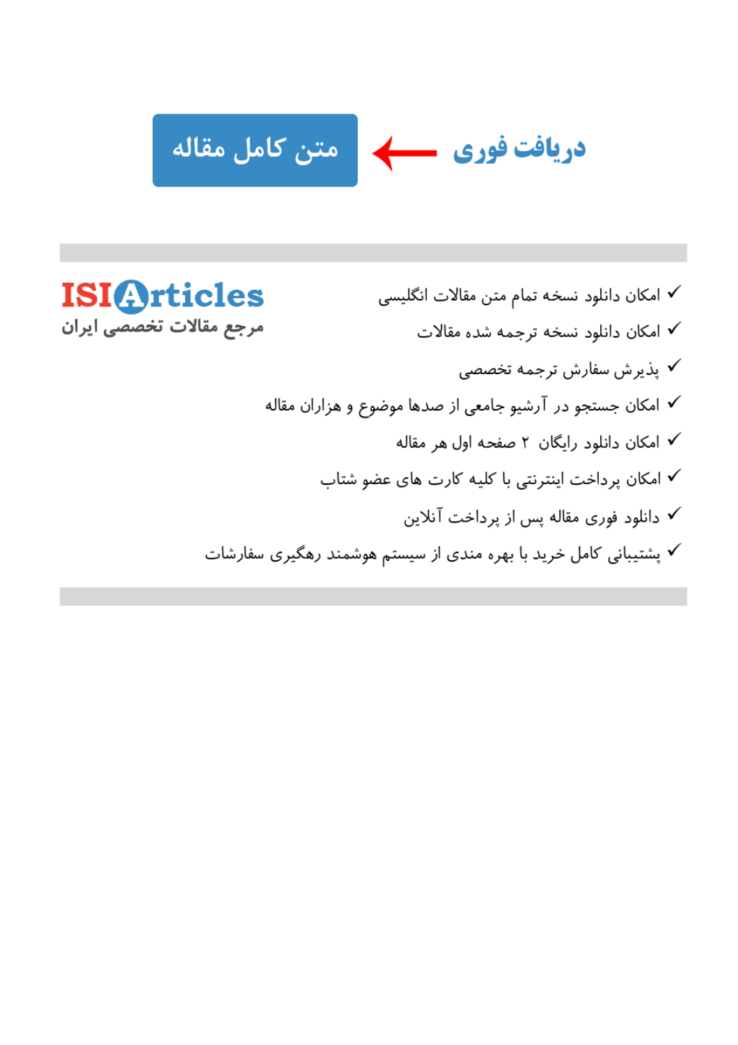دریافت فوری ← متن کامل مقاله

**ISIArticles**
مرجع مقالات تخصصی ایران

- ✓ امکان دانلود نسخه تمام متن مقالات انگلیسی
- ✓ امکان دانلود نسخه ترجمه شده مقالات
- ✓ پذیرش سفارش ترجمه تخصصی
- ✓ امکان جستجو در آرشیو جامعی از صدها موضوع و هزاران مقاله
- ✓ امکان دانلود رایگان ۲ صفحه اول هر مقاله
- ✓ امکان پرداخت اینترنتی با کلیه کارت های عضو شتاب
- ✓ دانلود فوری مقاله پس از پرداخت آنلاین
- ✓ پشتیبانی کامل خرید با بهره مندی از سیستم هوشمند رهگیری سفارشات